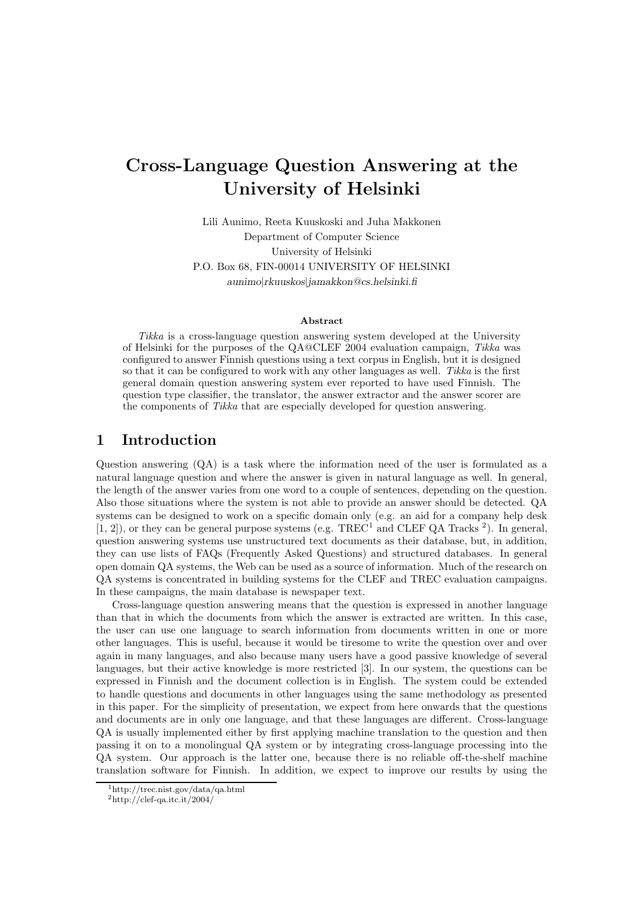# Cross-Language Question Answering at the University of Helsinki

Lili Aunimo, Reeta Kuuskoski and Juha Makkonen
Department of Computer Science
University of Helsinki
P.O. Box 68, FIN-00014 UNIVERSITY OF HELSINKI
*aunimo|rkuuskos|jamakkon@cs.helsinki.fi*

### Abstract

*Tikka* is a cross-language question answering system developed at the University of Helsinki for the purposes of the QA@CLEF 2004 evaluation campaign, *Tikka* was configured to answer Finnish questions using a text corpus in English, but it is designed so that it can be configured to work with any other languages as well. *Tikka* is the first general domain question answering system ever reported to have used Finnish. The question type classifier, the translator, the answer extractor and the answer scorer are the components of *Tikka* that are especially developed for question answering.

## 1 Introduction

Question answering (QA) is a task where the information need of the user is formulated as a natural language question and where the answer is given in natural language as well. In general, the length of the answer varies from one word to a couple of sentences, depending on the question. Also those situations where the system is not able to provide an answer should be detected. QA systems can be designed to work on a specific domain only (e.g. an aid for a company help desk [1, 2]), or they can be general purpose systems (e.g. TREC[1] and CLEF QA Tracks [2]). In general, question answering systems use unstructured text documents as their database, but, in addition, they can use lists of FAQs (Frequently Asked Questions) and structured databases. In general open domain QA systems, the Web can be used as a source of information. Much of the research on QA systems is concentrated in building systems for the CLEF and TREC evaluation campaigns. In these campaigns, the main database is newspaper text.

Cross-language question answering means that the question is expressed in another language than that in which the documents from which the answer is extracted are written. In this case, the user can use one language to search information from documents written in one or more other languages. This is useful, because it would be tiresome to write the question over and over again in many languages, and also because many users have a good passive knowledge of several languages, but their active knowledge is more restricted [3]. In our system, the questions can be expressed in Finnish and the document collection is in English. The system could be extended to handle questions and documents in other languages using the same methodology as presented in this paper. For the simplicity of presentation, we expect from here onwards that the questions and documents are in only one language, and that these languages are different. Cross-language QA is usually implemented either by first applying machine translation to the question and then passing it on to a monolingual QA system or by integrating cross-language processing into the QA system. Our approach is the latter one, because there is no reliable off-the-shelf machine translation software for Finnish. In addition, we expect to improve our results by using the

[1] http://trec.nist.gov/data/qa.html
[2] http://clef-qa.itc.it/2004/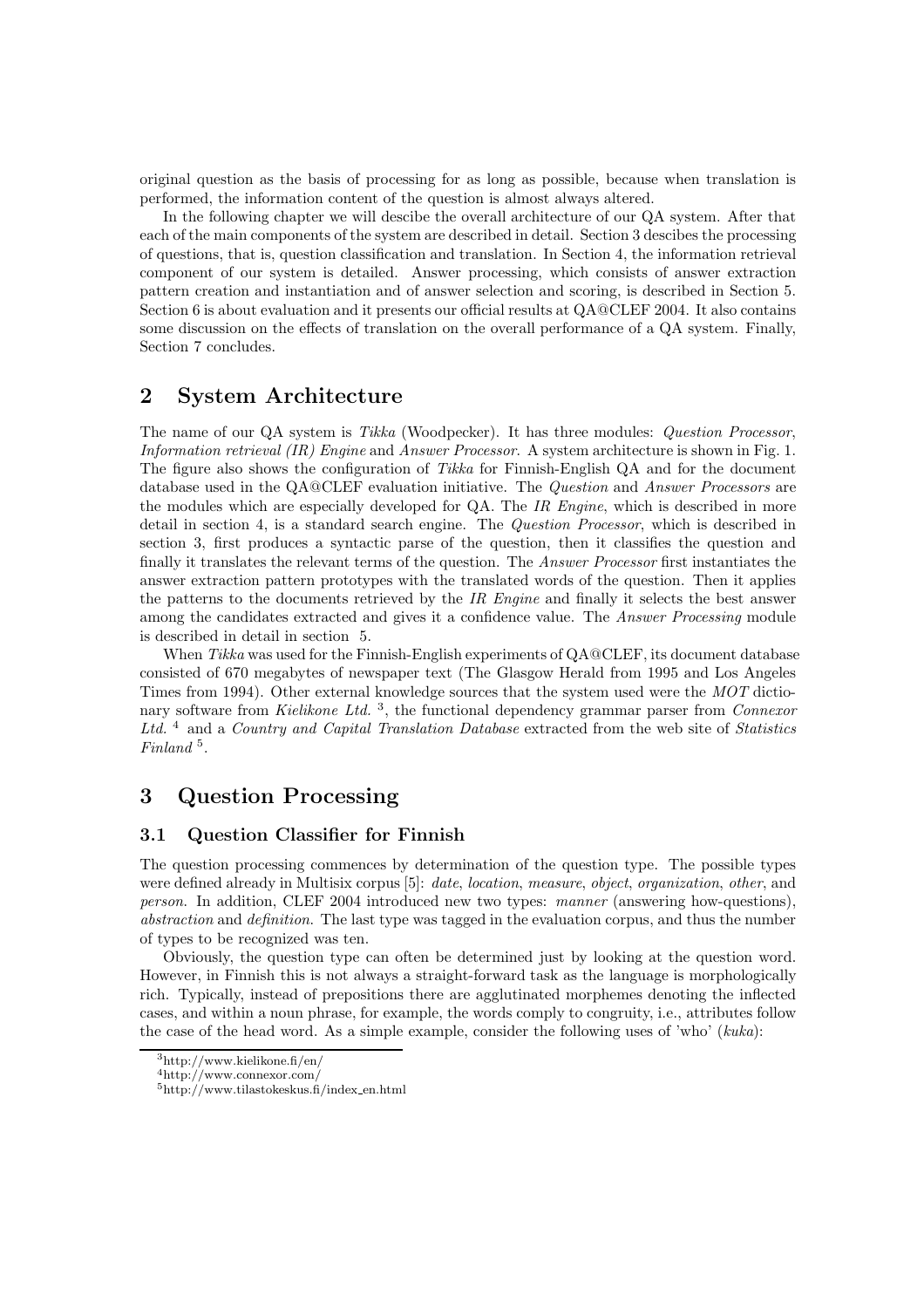original question as the basis of processing for as long as possible, because when translation is performed, the information content of the question is almost always altered.

In the following chapter we will descibe the overall architecture of our QA system. After that each of the main components of the system are described in detail. Section 3 descibes the processing of questions, that is, question classification and translation. In Section 4, the information retrieval component of our system is detailed. Answer processing, which consists of answer extraction pattern creation and instantiation and of answer selection and scoring, is described in Section 5. Section 6 is about evaluation and it presents our official results at QA@CLEF 2004. It also contains some discussion on the effects of translation on the overall performance of a QA system. Finally, Section 7 concludes.

## 2 System Architecture

The name of our QA system is *Tikka* (Woodpecker). It has three modules: *Question Processor*, *Information retrieval (IR) Engine* and *Answer Processor*. A system architecture is shown in Fig. 1. The figure also shows the configuration of *Tikka* for Finnish-English QA and for the document database used in the QA@CLEF evaluation initiative. The *Question* and *Answer Processors* are the modules which are especially developed for QA. The *IR Engine*, which is described in more detail in section 4, is a standard search engine. The *Question Processor*, which is described in section 3, first produces a syntactic parse of the question, then it classifies the question and finally it translates the relevant terms of the question. The *Answer Processor* first instantiates the answer extraction pattern prototypes with the translated words of the question. Then it applies the patterns to the documents retrieved by the *IR Engine* and finally it selects the best answer among the candidates extracted and gives it a confidence value. The *Answer Processing* module is described in detail in section 5.

When *Tikka* was used for the Finnish-English experiments of QA@CLEF, its document database consisted of 670 megabytes of newspaper text (The Glasgow Herald from 1995 and Los Angeles Times from 1994). Other external knowledge sources that the system used were the *MOT* dictionary software from *Kielikone Ltd.* [3], the functional dependency grammar parser from *Connexor Ltd.* [4] and a *Country and Capital Translation Database* extracted from the web site of *Statistics Finland* [5].

## 3 Question Processing

### 3.1 Question Classifier for Finnish

The question processing commences by determination of the question type. The possible types were defined already in Multisix corpus [5]: *date*, *location*, *measure*, *object*, *organization*, *other*, and *person*. In addition, CLEF 2004 introduced new two types: *manner* (answering how-questions), *abstraction* and *definition*. The last type was tagged in the evaluation corpus, and thus the number of types to be recognized was ten.

Obviously, the question type can often be determined just by looking at the question word. However, in Finnish this is not always a straight-forward task as the language is morphologically rich. Typically, instead of prepositions there are agglutinated morphemes denoting the inflected cases, and within a noun phrase, for example, the words comply to congruity, i.e., attributes follow the case of the head word. As a simple example, consider the following uses of 'who' (*kuka*):

[3] http://www.kielikone.fi/en/

[4] http://www.connexor.com/

[5] http://www.tilastokeskus.fi/index_en.html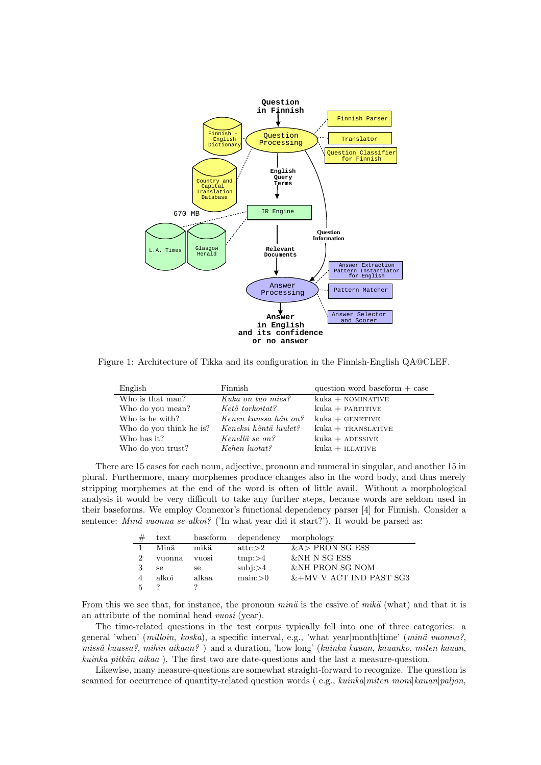Figure 1: Architecture of Tikka and its configuration in the Finnish-English QA@CLEF.

| English | Finnish | question word baseform + case |
|---|---|---|
| Who is that man? | *Kuka on tuo mies?* | kuka + NOMINATIVE |
| Who do you mean? | *Ketä tarkoitat?* | kuka + PARTITIVE |
| Who is he with? | *Kenen kanssa hän on?* | kuka + GENETIVE |
| Who do you think he is? | *Keneksi häntä luulet?* | kuka + TRANSLATIVE |
| Who has it? | *Kenellä se on?* | kuka + ADESSIVE |
| Who do you trust? | *Keheen luotat?* | kuka + ILLATIVE |

There are 15 cases for each noun, adjective, pronoun and numeral in singular, and another 15 in plural. Furthermore, many morphemes produce changes also in the word body, and thus merely stripping morphemes at the end of the word is often of little avail. Without a morphological analysis it would be very difficult to take any further steps, because words are seldom used in their baseforms. We employ Connexor's functional dependency parser [4] for Finnish. Consider a sentence: *Minä vuonna se alkoi?* ('In what year did it start?'). It would be parsed as:

| # | text | baseform | dependency | morphology |
|---|---|---|---|---|
| 1 | Minä | mikä | attr:>2 | &A> PRON SG ESS |
| 2 | vuonna | vuosi | tmp:>4 | &NH N SG ESS |
| 3 | se | se | subj:>4 | &NH PRON SG NOM |
| 4 | alkoi | alkaa | main:>0 | &+MV V ACT IND PAST SG3 |
| 5 | ? | ? | | |

From this we see that, for instance, the pronoun *minä* is the essive of *mikä* (what) and that it is an attribute of the nominal head *vuosi* (year).

The time-related questions in the test corpus typically fell into one of three categories: a general 'when' (*milloin*, *koska*), a specific interval, e.g., 'what year|month|time' (*minä vuonna?*, *missä kuussa?*, *mihin aikaan?* ) and a duration, 'how long' (*kuinka kauan*, *kauanko*, *miten kauan*, *kuinka pitkän aikaa* ). The first two are date-questions and the last a measure-question.

Likewise, many measure-questions are somewhat straight-forward to recognize. The question is scanned for occurrence of quantity-related question words ( e.g., *kuinka|miten moni|kauan|paljon*,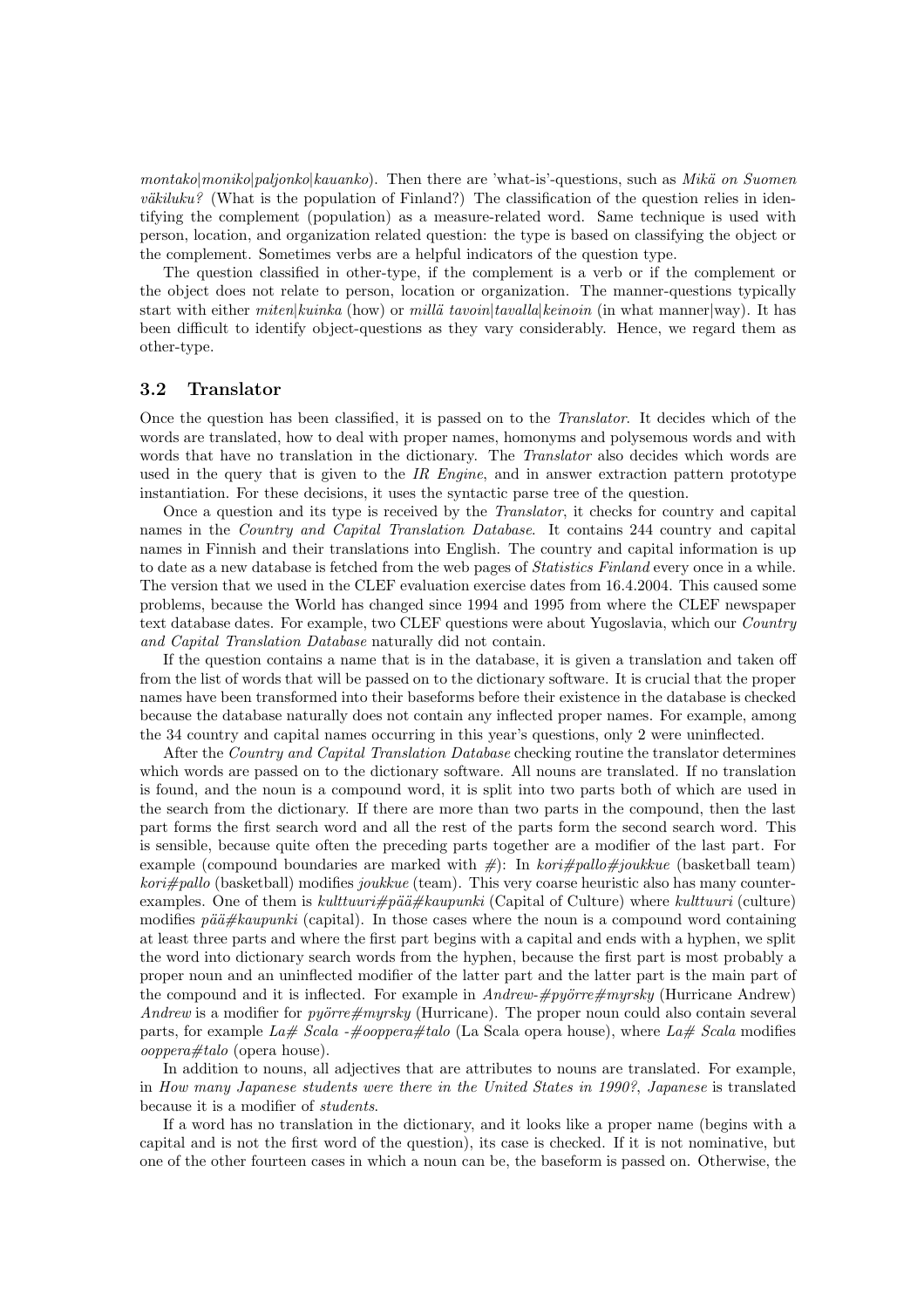*montako|moniko|paljonko|kauanko*). Then there are 'what-is'-questions, such as *Mikä on Suomen väkiluku?* (What is the population of Finland?) The classification of the question relies in identifying the complement (population) as a measure-related word. Same technique is used with person, location, and organization related question: the type is based on classifying the object or the complement. Sometimes verbs are a helpful indicators of the question type.

The question classified in other-type, if the complement is a verb or if the complement or the object does not relate to person, location or organization. The manner-questions typically start with either *miten|kuinka* (how) or *millä tavoin|tavalla|keinoin* (in what manner|way). It has been difficult to identify object-questions as they vary considerably. Hence, we regard them as other-type.

### 3.2 Translator

Once the question has been classified, it is passed on to the *Translator*. It decides which of the words are translated, how to deal with proper names, homonyms and polysemous words and with words that have no translation in the dictionary. The *Translator* also decides which words are used in the query that is given to the *IR Engine*, and in answer extraction pattern prototype instantiation. For these decisions, it uses the syntactic parse tree of the question.

Once a question and its type is received by the *Translator*, it checks for country and capital names in the *Country and Capital Translation Database*. It contains 244 country and capital names in Finnish and their translations into English. The country and capital information is up to date as a new database is fetched from the web pages of *Statistics Finland* every once in a while. The version that we used in the CLEF evaluation exercise dates from 16.4.2004. This caused some problems, because the World has changed since 1994 and 1995 from where the CLEF newspaper text database dates. For example, two CLEF questions were about Yugoslavia, which our *Country and Capital Translation Database* naturally did not contain.

If the question contains a name that is in the database, it is given a translation and taken off from the list of words that will be passed on to the dictionary software. It is crucial that the proper names have been transformed into their baseforms before their existence in the database is checked because the database naturally does not contain any inflected proper names. For example, among the 34 country and capital names occurring in this year's questions, only 2 were uninflected.

After the *Country and Capital Translation Database* checking routine the translator determines which words are passed on to the dictionary software. All nouns are translated. If no translation is found, and the noun is a compound word, it is split into two parts both of which are used in the search from the dictionary. If there are more than two parts in the compound, then the last part forms the first search word and all the rest of the parts form the second search word. This is sensible, because quite often the preceding parts together are a modifier of the last part. For example (compound boundaries are marked with #): In *kori#pallo#joukkue* (basketball team) *kori#pallo* (basketball) modifies *joukkue* (team). This very coarse heuristic also has many counter-examples. One of them is *kulttuuri#pää#kaupunki* (Capital of Culture) where *kulttuuri* (culture) modifies *pää#kaupunki* (capital). In those cases where the noun is a compound word containing at least three parts and where the first part begins with a capital and ends with a hyphen, we split the word into dictionary search words from the hyphen, because the first part is most probably a proper noun and an uninflected modifier of the latter part and the latter part is the main part of the compound and it is inflected. For example in *Andrew-#pyörre#myrsky* (Hurricane Andrew) *Andrew* is a modifier for *pyörre#myrsky* (Hurricane). The proper noun could also contain several parts, for example *La# Scala -#ooppera#talo* (La Scala opera house), where *La# Scala* modifies *ooppera#talo* (opera house).

In addition to nouns, all adjectives that are attributes to nouns are translated. For example, in *How many Japanese students were there in the United States in 1990?*, *Japanese* is translated because it is a modifier of *students*.

If a word has no translation in the dictionary, and it looks like a proper name (begins with a capital and is not the first word of the question), its case is checked. If it is not nominative, but one of the other fourteen cases in which a noun can be, the baseform is passed on. Otherwise, the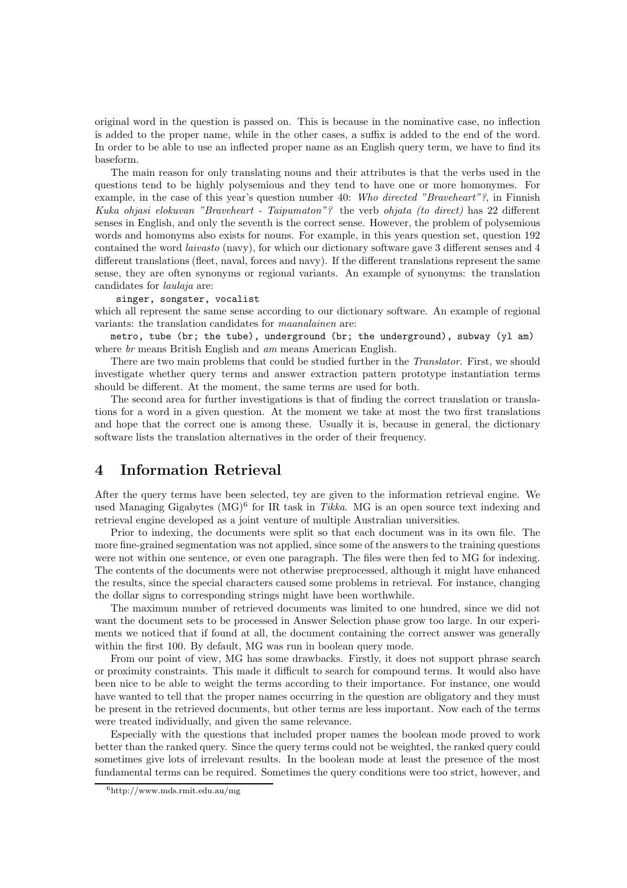original word in the question is passed on. This is because in the nominative case, no inflection is added to the proper name, while in the other cases, a suffix is added to the end of the word. In order to be able to use an inflected proper name as an English query term, we have to find its baseform.

The main reason for only translating nouns and their attributes is that the verbs used in the questions tend to be highly polysemious and they tend to have one or more homonymes. For example, in the case of this year's question number 40: *Who directed "Braveheart"?*, in Finnish *Kuka ohjasi elokuvan "Braveheart - Taipumaton"?* the verb *ohjata (to direct)* has 22 different senses in English, and only the seventh is the correct sense. However, the problem of polysemious words and homonyms also exists for nouns. For example, in this years question set, question 192 contained the word *laivasto* (navy), for which our dictionary software gave 3 different senses and 4 different translations (fleet, naval, forces and navy). If the different translations represent the same sense, they are often synonyms or regional variants. An example of synonyms: the translation candidates for *laulaja* are:

`singer, songster, vocalist`

which all represent the same sense according to our dictionary software. An example of regional variants: the translation candidates for *maanalainen* are:

`metro, tube (br; the tube), underground (br; the underground), subway (yl am)`

where *br* means British English and *am* means American English.

There are two main problems that could be studied further in the *Translator*. First, we should investigate whether query terms and answer extraction pattern prototype instantiation terms should be different. At the moment, the same terms are used for both.

The second area for further investigations is that of finding the correct translation or translations for a word in a given question. At the moment we take at most the two first translations and hope that the correct one is among these. Usually it is, because in general, the dictionary software lists the translation alternatives in the order of their frequency.

# 4 Information Retrieval

After the query terms have been selected, tey are given to the information retrieval engine. We used Managing Gigabytes (MG)[6] for IR task in *Tikka*. MG is an open source text indexing and retrieval engine developed as a joint venture of multiple Australian universities.

Prior to indexing, the documents were split so that each document was in its own file. The more fine-grained segmentation was not applied, since some of the answers to the training questions were not within one sentence, or even one paragraph. The files were then fed to MG for indexing. The contents of the documents were not otherwise preprocessed, although it might have enhanced the results, since the special characters caused some problems in retrieval. For instance, changing the dollar signs to corresponding strings might have been worthwhile.

The maximum number of retrieved documents was limited to one hundred, since we did not want the document sets to be processed in Answer Selection phase grow too large. In our experiments we noticed that if found at all, the document containing the correct answer was generally within the first 100. By default, MG was run in boolean query mode.

From our point of view, MG has some drawbacks. Firstly, it does not support phrase search or proximity constraints. This made it difficult to search for compound terms. It would also have been nice to be able to weight the terms according to their importance. For instance, one would have wanted to tell that the proper names occurring in the question are obligatory and they must be present in the retrieved documents, but other terms are less important. Now each of the terms were treated individually, and given the same relevance.

Especially with the questions that included proper names the boolean mode proved to work better than the ranked query. Since the query terms could not be weighted, the ranked query could sometimes give lots of irrelevant results. In the boolean mode at least the presence of the most fundamental terms can be required. Sometimes the query conditions were too strict, however, and

[6] http://www.mds.rmit.edu.au/mg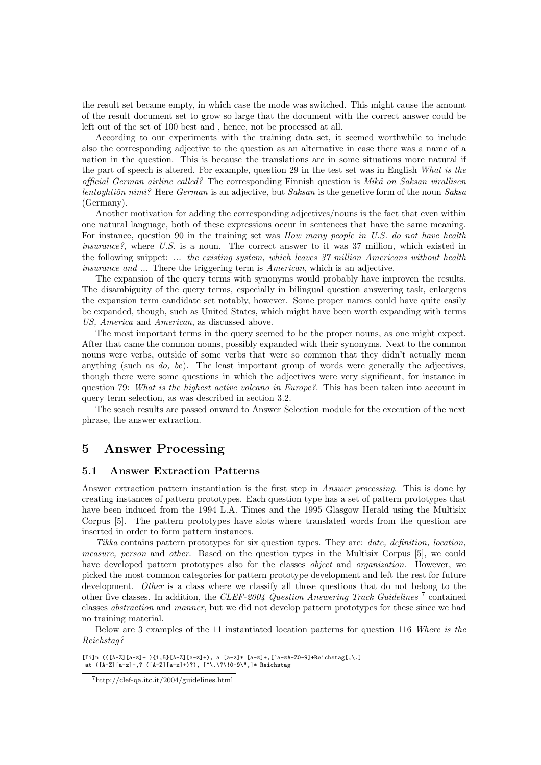the result set became empty, in which case the mode was switched. This might cause the amount of the result document set to grow so large that the document with the correct answer could be left out of the set of 100 best and , hence, not be processed at all.

According to our experiments with the training data set, it seemed worthwhile to include also the corresponding adjective to the question as an alternative in case there was a name of a nation in the question. This is because the translations are in some situations more natural if the part of speech is altered. For example, question 29 in the test set was in English *What is the official German airline called?* The corresponding Finnish question is *Mikä on Saksan virallisen lentoyhtiön nimi?* Here *German* is an adjective, but *Saksan* is the genetive form of the noun *Saksa* (Germany).

Another motivation for adding the corresponding adjectives/nouns is the fact that even within one natural language, both of these expressions occur in sentences that have the same meaning. For instance, question 90 in the training set was *How many people in U.S. do not have health insurance?*, where *U.S.* is a noun. The correct answer to it was 37 million, which existed in the following snippet: *... the existing system, which leaves 37 million Americans without health insurance and ...* There the triggering term is *American*, which is an adjective.

The expansion of the query terms with synonyms would probably have improven the results. The disambiguity of the query terms, especially in bilingual question answering task, enlargens the expansion term candidate set notably, however. Some proper names could have quite easily be expanded, though, such as United States, which might have been worth expanding with terms *US, America* and *American*, as discussed above.

The most important terms in the query seemed to be the proper nouns, as one might expect. After that came the common nouns, possibly expanded with their synonyms. Next to the common nouns were verbs, outside of some verbs that were so common that they didn't actually mean anything (such as *do, be*). The least important group of words were generally the adjectives, though there were some questions in which the adjectives were very significant, for instance in question 79: *What is the highest active volcano in Europe?*. This has been taken into account in query term selection, as was described in section 3.2.

The seach results are passed onward to Answer Selection module for the execution of the next phrase, the answer extraction.

# 5 Answer Processing

## 5.1 Answer Extraction Patterns

Answer extraction pattern instantiation is the first step in *Answer processing*. This is done by creating instances of pattern prototypes. Each question type has a set of pattern prototypes that have been induced from the 1994 L.A. Times and the 1995 Glasgow Herald using the Multisix Corpus [5]. The pattern prototypes have slots where translated words from the question are inserted in order to form pattern instances.

*Tikka* contains pattern prototypes for six question types. They are: *date, definition, location, measure, person* and *other*. Based on the question types in the Multisix Corpus [5], we could have developed pattern prototypes also for the classes *object* and *organization*. However, we picked the most common categories for pattern prototype development and left the rest for future development. *Other* is a class where we classify all those questions that do not belong to the other five classes. In addition, the *CLEF-2004 Question Answering Track Guidelines* [7] contained classes *abstraction* and *manner*, but we did not develop pattern prototypes for these since we had no training material.

Below are 3 examples of the 11 instantiated location patterns for question 116 *Where is the Reichstag?*

```
[Ii]n (([A-Z][a-z]+ ){1,5}[A-Z][a-z]+), a [a-z]* [a-z]+,[^a-zA-Z0-9]+Reichstag[,\.]
 at ([A-Z][a-z]+,? ([A-Z][a-z]+)?), [^\.\?\!0-9\",]* Reichstag
```

[7] http://clef-qa.itc.it/2004/guidelines.html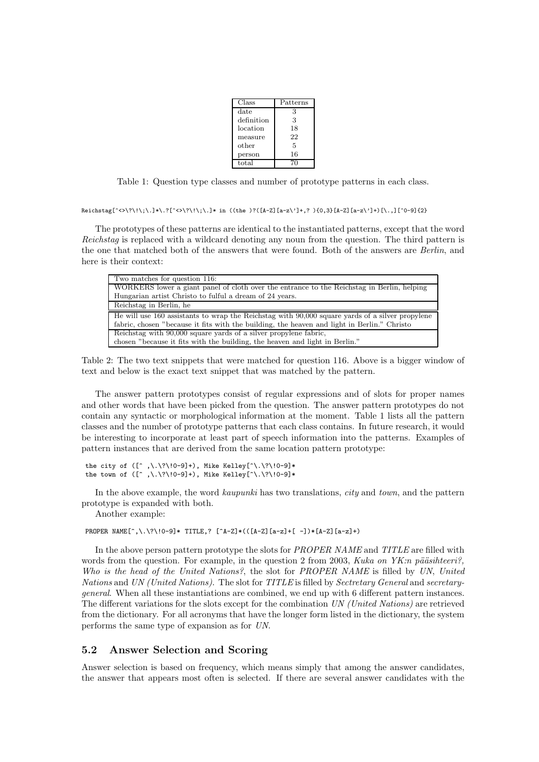| Class | Patterns |
|---|---|
| date | 3 |
| definition | 3 |
| location | 18 |
| measure | 22 |
| other | 5 |
| person | 16 |
| total | 70 |

Table 1: Question type classes and number of prototype patterns in each class.

```
Reichstag[^<>\?\!\;\.]*\.?[^<>\?\!\;\.]* in ((the )?([A-Z][a-z\']+,? ){0,3}[A-Z][a-z\']+)[\.,][^0-9]{2}
```

The prototypes of these patterns are identical to the instantiated patterns, except that the word *Reichstag* is replaced with a wildcard denoting any noun from the question. The third pattern is the one that matched both of the answers that were found. Both of the answers are *Berlin*, and here is their context:

| Two matches for question 116: |
|---|
| WORKERS lower a giant panel of cloth over the entrance to the Reichstag in Berlin, helping Hungarian artist Christo to fulful a dream of 24 years. |
| Reichstag in Berlin, he |
| He will use 160 assistants to wrap the Reichstag with 90,000 square yards of a silver propylene fabric, chosen "because it fits with the building, the heaven and light in Berlin." Christo |
| Reichstag with 90,000 square yards of a silver propylene fabric, chosen "because it fits with the building, the heaven and light in Berlin." |

Table 2: The two text snippets that were matched for question 116. Above is a bigger window of text and below is the exact text snippet that was matched by the pattern.

The answer pattern prototypes consist of regular expressions and of slots for proper names and other words that have been picked from the question. The answer pattern prototypes do not contain any syntactic or morphological information at the moment. Table 1 lists all the pattern classes and the number of prototype patterns that each class contains. In future research, it would be interesting to incorporate at least part of speech information into the patterns. Examples of pattern instances that are derived from the same location pattern prototype:

```
the city of ([^ ,\.\?\!0-9]+), Mike Kelley[^\.\?\!0-9]*
the town of ([^ ,\.\?\!0-9]+), Mike Kelley[^\.\?\!0-9]*
```

In the above example, the word *kaupunki* has two translations, *city* and *town*, and the pattern prototype is expanded with both.

Another example:

```
PROPER NAME[^,\.\?\!0-9]* TITLE,? [^A-Z]*(([A-Z][a-z]+[ -])*[A-Z][a-z]+)
```

In the above person pattern prototype the slots for *PROPER NAME* and *TITLE* are filled with words from the question. For example, in the question 2 from 2003, *Kuka on YK:n pääsihteeri?, Who is the head of the United Nations?*, the slot for *PROPER NAME* is filled by *UN*, *United Nations* and *UN (United Nations)*. The slot for *TITLE* is filled by *Sectretary General* and *secretary-general*. When all these instantiations are combined, we end up with 6 different pattern instances. The different variations for the slots except for the combination *UN (United Nations)* are retrieved from the dictionary. For all acronyms that have the longer form listed in the dictionary, the system performs the same type of expansion as for *UN*.

## 5.2 Answer Selection and Scoring

Answer selection is based on frequency, which means simply that among the answer candidates, the answer that appears most often is selected. If there are several answer candidates with the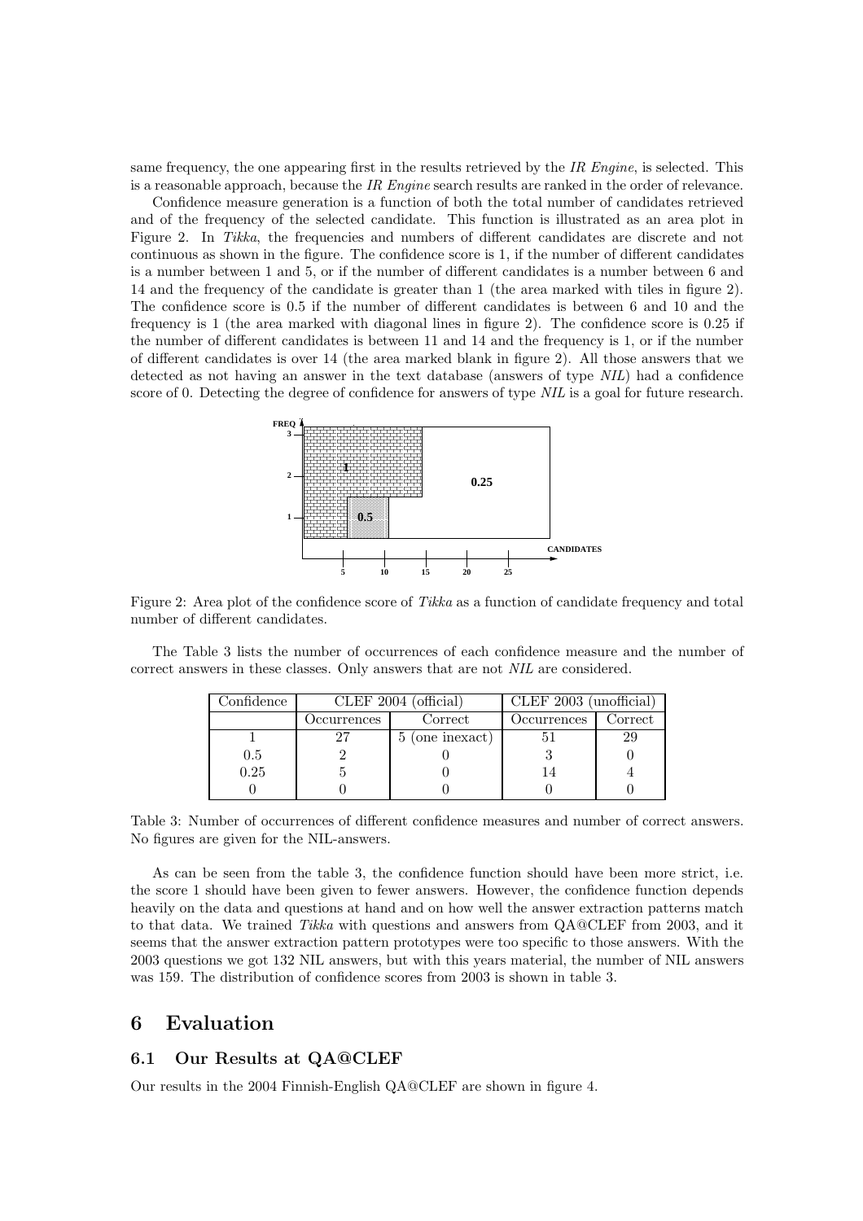same frequency, the one appearing first in the results retrieved by the *IR Engine*, is selected. This is a reasonable approach, because the *IR Engine* search results are ranked in the order of relevance.

Confidence measure generation is a function of both the total number of candidates retrieved and of the frequency of the selected candidate. This function is illustrated as an area plot in Figure 2. In *Tikka*, the frequencies and numbers of different candidates are discrete and not continuous as shown in the figure. The confidence score is 1, if the number of different candidates is a number between 1 and 5, or if the number of different candidates is a number between 6 and 14 and the frequency of the candidate is greater than 1 (the area marked with tiles in figure 2). The confidence score is 0.5 if the number of different candidates is between 6 and 10 and the frequency is 1 (the area marked with diagonal lines in figure 2). The confidence score is 0.25 if the number of different candidates is between 11 and 14 and the frequency is 1, or if the number of different candidates is over 14 (the area marked blank in figure 2). All those answers that we detected as not having an answer in the text database (answers of type *NIL*) had a confidence score of 0. Detecting the degree of confidence for answers of type *NIL* is a goal for future research.

Figure 2: Area plot of the confidence score of *Tikka* as a function of candidate frequency and total number of different candidates.

The Table 3 lists the number of occurrences of each confidence measure and the number of correct answers in these classes. Only answers that are not *NIL* are considered.

| Confidence | CLEF 2004 (official) | | CLEF 2003 (unofficial) | |
|---|---|---|---|---|
| | Occurrences | Correct | Occurrences | Correct |
| 1 | 27 | 5 (one inexact) | 51 | 29 |
| 0.5 | 2 | 0 | 3 | 0 |
| 0.25 | 5 | 0 | 14 | 4 |
| 0 | 0 | 0 | 0 | 0 |

Table 3: Number of occurrences of different confidence measures and number of correct answers. No figures are given for the NIL-answers.

As can be seen from the table 3, the confidence function should have been more strict, i.e. the score 1 should have been given to fewer answers. However, the confidence function depends heavily on the data and questions at hand and on how well the answer extraction patterns match to that data. We trained *Tikka* with questions and answers from QA@CLEF from 2003, and it seems that the answer extraction pattern prototypes were too specific to those answers. With the 2003 questions we got 132 NIL answers, but with this years material, the number of NIL answers was 159. The distribution of confidence scores from 2003 is shown in table 3.

# 6 Evaluation

## 6.1 Our Results at QA@CLEF

Our results in the 2004 Finnish-English QA@CLEF are shown in figure 4.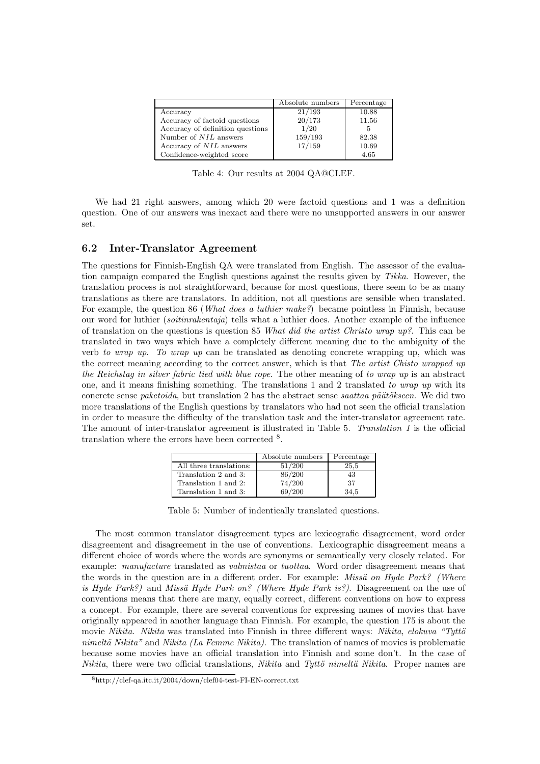| | Absolute numbers | Percentage |
|---|---|---|
| Accuracy | 21/193 | 10.88 |
| Accuracy of factoid questions | 20/173 | 11.56 |
| Accuracy of definition questions | 1/20 | 5 |
| Number of *NIL* answers | 159/193 | 82.38 |
| Accuracy of *NIL* answers | 17/159 | 10.69 |
| Confidence-weighted score | | 4.65 |

Table 4: Our results at 2004 QA@CLEF.

We had 21 right answers, among which 20 were factoid questions and 1 was a definition question. One of our answers was inexact and there were no unsupported answers in our answer set.

## 6.2 Inter-Translator Agreement

The questions for Finnish-English QA were translated from English. The assessor of the evaluation campaign compared the English questions against the results given by *Tikka*. However, the translation process is not straightforward, because for most questions, there seem to be as many translations as there are translators. In addition, not all questions are sensible when translated. For example, the question 86 (*What does a luthier make?*) became pointless in Finnish, because our word for luthier (*soitinrakentaja*) tells what a luthier does. Another example of the influence of translation on the questions is question 85 *What did the artist Christo wrap up?*. This can be translated in two ways which have a completely different meaning due to the ambiguity of the verb *to wrap up*. *To wrap up* can be translated as denoting concrete wrapping up, which was the correct meaning according to the correct answer, which is that *The artist Chisto wrapped up the Reichstag in silver fabric tied with blue rope*. The other meaning of *to wrap up* is an abstract one, and it means finishing something. The translations 1 and 2 translated *to wrap up* with its concrete sense *paketoida*, but translation 2 has the abstract sense *saattaa päätökseen*. We did two more translations of the English questions by translators who had not seen the official translation in order to measure the difficulty of the translation task and the inter-translator agreement rate. The amount of inter-translator agreement is illustrated in Table 5. *Translation 1* is the official translation where the errors have been corrected [8].

| | Absolute numbers | Percentage |
|---|---|---|
| All three translations: | 51/200 | 25,5 |
| Translation 2 and 3: | 86/200 | 43 |
| Translation 1 and 2: | 74/200 | 37 |
| Tarnslation 1 and 3: | 69/200 | 34,5 |

Table 5: Number of indentically translated questions.

The most common translator disagreement types are lexicografic disagreement, word order disagreement and disagreement in the use of conventions. Lexicographic disagreement means a different choice of words where the words are synonyms or semantically very closely related. For example: *manufacture* translated as *valmistaa* or *tuottaa*. Word order disagreement means that the words in the question are in a different order. For example: *Missä on Hyde Park? (Where is Hyde Park?)* and *Missä Hyde Park on? (Where Hyde Park is?)*. Disagreement on the use of conventions means that there are many, equally correct, different conventions on how to express a concept. For example, there are several conventions for expressing names of movies that have originally appeared in another language than Finnish. For example, the question 175 is about the movie *Nikita*. *Nikita* was translated into Finnish in three different ways: *Nikita*, *elokuva "Tyttö nimeltä Nikita"* and *Nikita (La Femme Nikita)*. The translation of names of movies is problematic because some movies have an official translation into Finnish and some don't. In the case of *Nikita*, there were two official translations, *Nikita* and *Tyttö nimeltä Nikita*. Proper names are

[8] http://clef-qa.itc.it/2004/down/clef04-test-FI-EN-correct.txt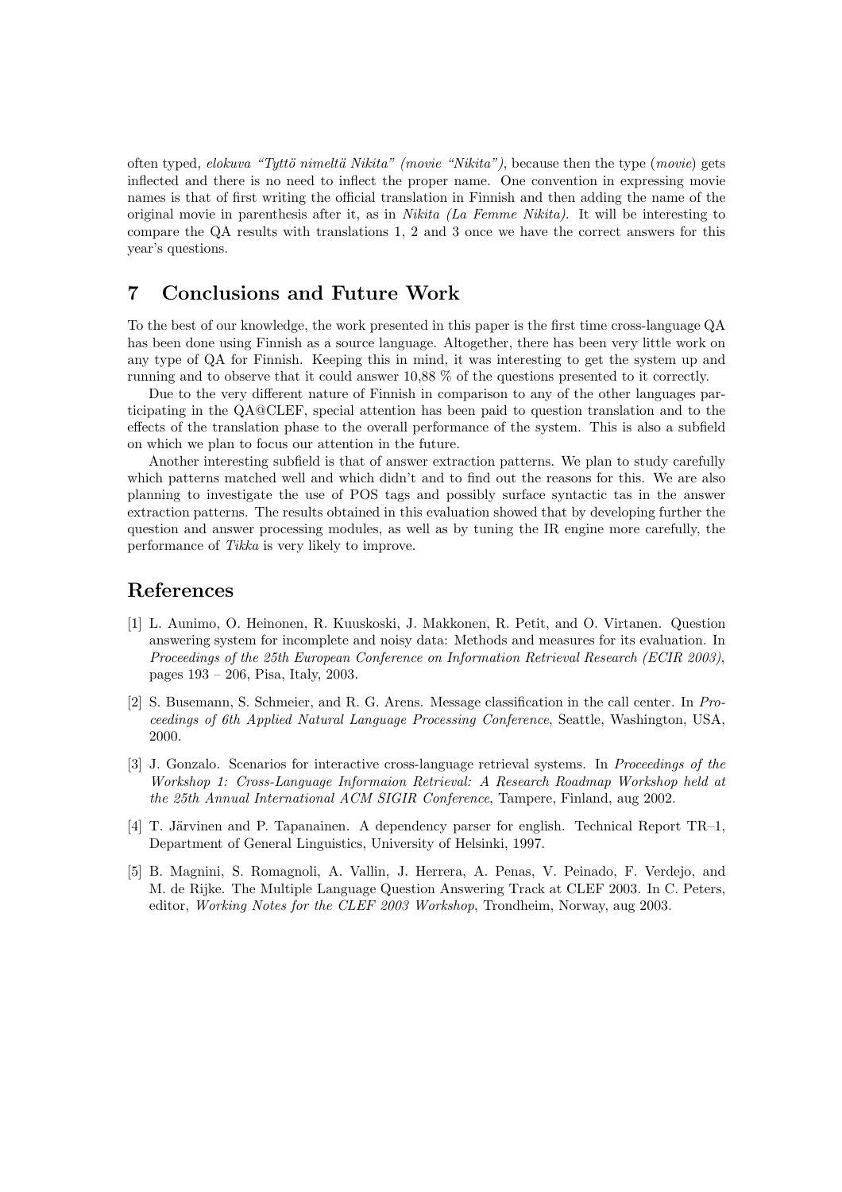often typed, *elokuva "Tyttö nimeltä Nikita" (movie "Nikita")*, because then the type (*movie*) gets inflected and there is no need to inflect the proper name. One convention in expressing movie names is that of first writing the official translation in Finnish and then adding the name of the original movie in parenthesis after it, as in *Nikita (La Femme Nikita)*. It will be interesting to compare the QA results with translations 1, 2 and 3 once we have the correct answers for this year's questions.

## 7 Conclusions and Future Work

To the best of our knowledge, the work presented in this paper is the first time cross-language QA has been done using Finnish as a source language. Altogether, there has been very little work on any type of QA for Finnish. Keeping this in mind, it was interesting to get the system up and running and to observe that it could answer 10,88 % of the questions presented to it correctly.

Due to the very different nature of Finnish in comparison to any of the other languages participating in the QA@CLEF, special attention has been paid to question translation and to the effects of the translation phase to the overall performance of the system. This is also a subfield on which we plan to focus our attention in the future.

Another interesting subfield is that of answer extraction patterns. We plan to study carefully which patterns matched well and which didn't and to find out the reasons for this. We are also planning to investigate the use of POS tags and possibly surface syntactic tas in the answer extraction patterns. The results obtained in this evaluation showed that by developing further the question and answer processing modules, as well as by tuning the IR engine more carefully, the performance of *Tikka* is very likely to improve.

## References

[1] L. Aunimo, O. Heinonen, R. Kuuskoski, J. Makkonen, R. Petit, and O. Virtanen. Question answering system for incomplete and noisy data: Methods and measures for its evaluation. In *Proceedings of the 25th European Conference on Information Retrieval Research (ECIR 2003)*, pages 193 – 206, Pisa, Italy, 2003.

[2] S. Busemann, S. Schmeier, and R. G. Arens. Message classification in the call center. In *Proceedings of 6th Applied Natural Language Processing Conference*, Seattle, Washington, USA, 2000.

[3] J. Gonzalo. Scenarios for interactive cross-language retrieval systems. In *Proceedings of the Workshop 1: Cross-Language Informaion Retrieval: A Research Roadmap Workshop held at the 25th Annual International ACM SIGIR Conference*, Tampere, Finland, aug 2002.

[4] T. Järvinen and P. Tapanainen. A dependency parser for english. Technical Report TR–1, Department of General Linguistics, University of Helsinki, 1997.

[5] B. Magnini, S. Romagnoli, A. Vallin, J. Herrera, A. Penas, V. Peinado, F. Verdejo, and M. de Rijke. The Multiple Language Question Answering Track at CLEF 2003. In C. Peters, editor, *Working Notes for the CLEF 2003 Workshop*, Trondheim, Norway, aug 2003.